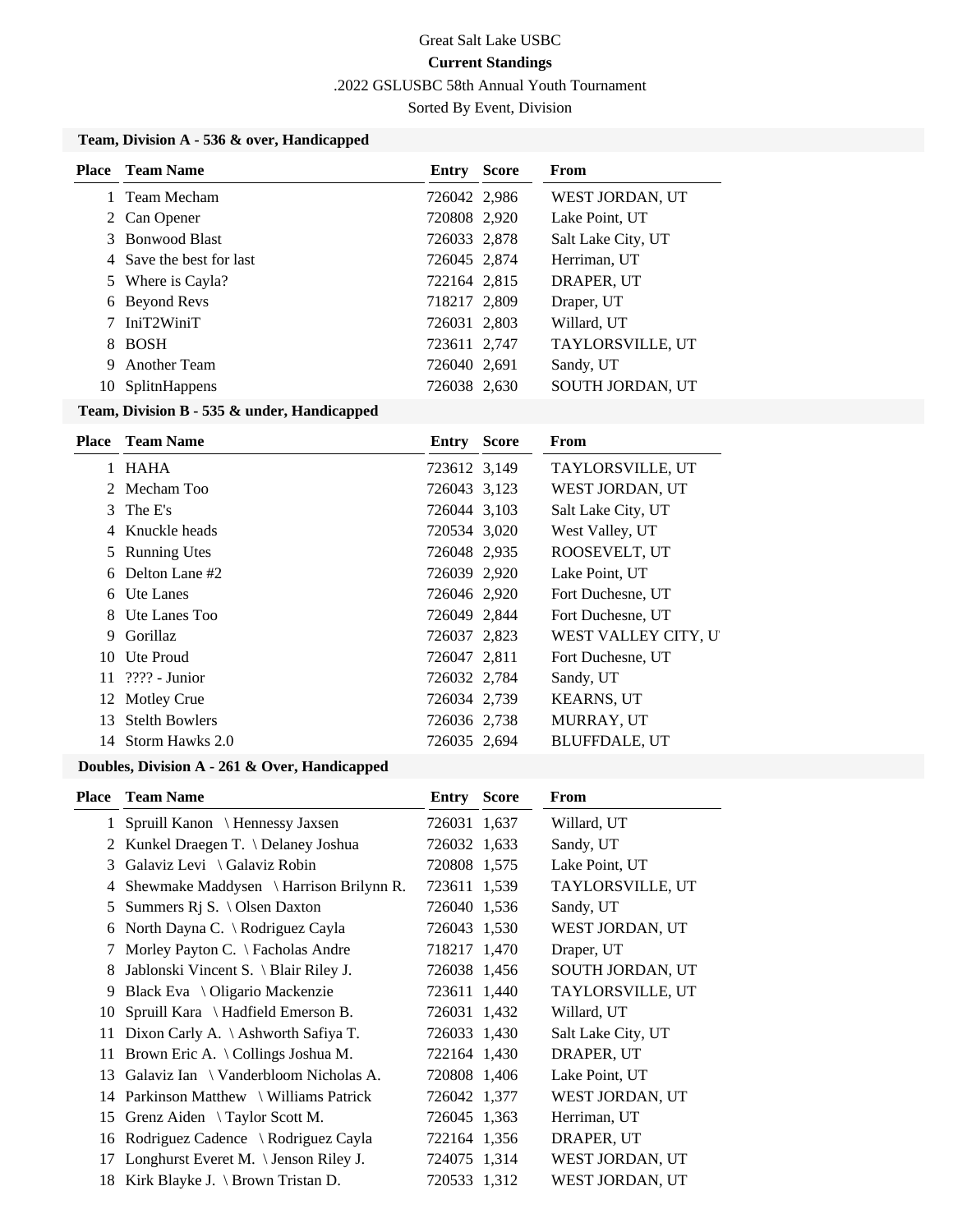Great Salt Lake USBC

**Current Standings**

.2022 GSLUSBC 58th Annual Youth Tournament

Sorted By Event, Division

### Team, Division A - 536 & over, Handicapped

| Place | Team Name | Entry | Score | From |
|---|---|---|---|---|
| 1 | Team Mecham | 726042 | 2,986 | WEST JORDAN, UT |
| 2 | Can Opener | 720808 | 2,920 | Lake Point, UT |
| 3 | Bonwood Blast | 726033 | 2,878 | Salt Lake City, UT |
| 4 | Save the best for last | 726045 | 2,874 | Herriman, UT |
| 5 | Where is Cayla? | 722164 | 2,815 | DRAPER, UT |
| 6 | Beyond Revs | 718217 | 2,809 | Draper, UT |
| 7 | IniT2WiniT | 726031 | 2,803 | Willard, UT |
| 8 | BOSH | 723611 | 2,747 | TAYLORSVILLE, UT |
| 9 | Another Team | 726040 | 2,691 | Sandy, UT |
| 10 | SplitnHappens | 726038 | 2,630 | SOUTH JORDAN, UT |

### Team, Division B - 535 & under, Handicapped

| Place | Team Name | Entry | Score | From |
|---|---|---|---|---|
| 1 | HAHA | 723612 | 3,149 | TAYLORSVILLE, UT |
| 2 | Mecham Too | 726043 | 3,123 | WEST JORDAN, UT |
| 3 | The E's | 726044 | 3,103 | Salt Lake City, UT |
| 4 | Knuckle heads | 720534 | 3,020 | West Valley, UT |
| 5 | Running Utes | 726048 | 2,935 | ROOSEVELT, UT |
| 6 | Delton Lane #2 | 726039 | 2,920 | Lake Point, UT |
| 6 | Ute Lanes | 726046 | 2,920 | Fort Duchesne, UT |
| 8 | Ute Lanes Too | 726049 | 2,844 | Fort Duchesne, UT |
| 9 | Gorillaz | 726037 | 2,823 | WEST VALLEY CITY, U |
| 10 | Ute Proud | 726047 | 2,811 | Fort Duchesne, UT |
| 11 | ???? - Junior | 726032 | 2,784 | Sandy, UT |
| 12 | Motley Crue | 726034 | 2,739 | KEARNS, UT |
| 13 | Stelth Bowlers | 726036 | 2,738 | MURRAY, UT |
| 14 | Storm Hawks 2.0 | 726035 | 2,694 | BLUFFDALE, UT |

### Doubles, Division A - 261 & Over, Handicapped

| Place | Team Name | Entry | Score | From |
|---|---|---|---|---|
| 1 | Spruill Kanon \ Hennessy Jaxsen | 726031 | 1,637 | Willard, UT |
| 2 | Kunkel Draegen T. \ Delaney Joshua | 726032 | 1,633 | Sandy, UT |
| 3 | Galaviz Levi \ Galaviz Robin | 720808 | 1,575 | Lake Point, UT |
| 4 | Shewmake Maddysen \ Harrison Brilynn R. | 723611 | 1,539 | TAYLORSVILLE, UT |
| 5 | Summers Rj S. \ Olsen Daxton | 726040 | 1,536 | Sandy, UT |
| 6 | North Dayna C. \ Rodriguez Cayla | 726043 | 1,530 | WEST JORDAN, UT |
| 7 | Morley Payton C. \ Facholas Andre | 718217 | 1,470 | Draper, UT |
| 8 | Jablonski Vincent S. \ Blair Riley J. | 726038 | 1,456 | SOUTH JORDAN, UT |
| 9 | Black Eva \ Oligario Mackenzie | 723611 | 1,440 | TAYLORSVILLE, UT |
| 10 | Spruill Kara \ Hadfield Emerson B. | 726031 | 1,432 | Willard, UT |
| 11 | Dixon Carly A. \ Ashworth Safiya T. | 726033 | 1,430 | Salt Lake City, UT |
| 11 | Brown Eric A. \ Collings Joshua M. | 722164 | 1,430 | DRAPER, UT |
| 13 | Galaviz Ian \ Vanderbloom Nicholas A. | 720808 | 1,406 | Lake Point, UT |
| 14 | Parkinson Matthew \ Williams Patrick | 726042 | 1,377 | WEST JORDAN, UT |
| 15 | Grenz Aiden \ Taylor Scott M. | 726045 | 1,363 | Herriman, UT |
| 16 | Rodriguez Cadence \ Rodriguez Cayla | 722164 | 1,356 | DRAPER, UT |
| 17 | Longhurst Everet M. \ Jenson Riley J. | 724075 | 1,314 | WEST JORDAN, UT |
| 18 | Kirk Blayke J. \ Brown Tristan D. | 720533 | 1,312 | WEST JORDAN, UT |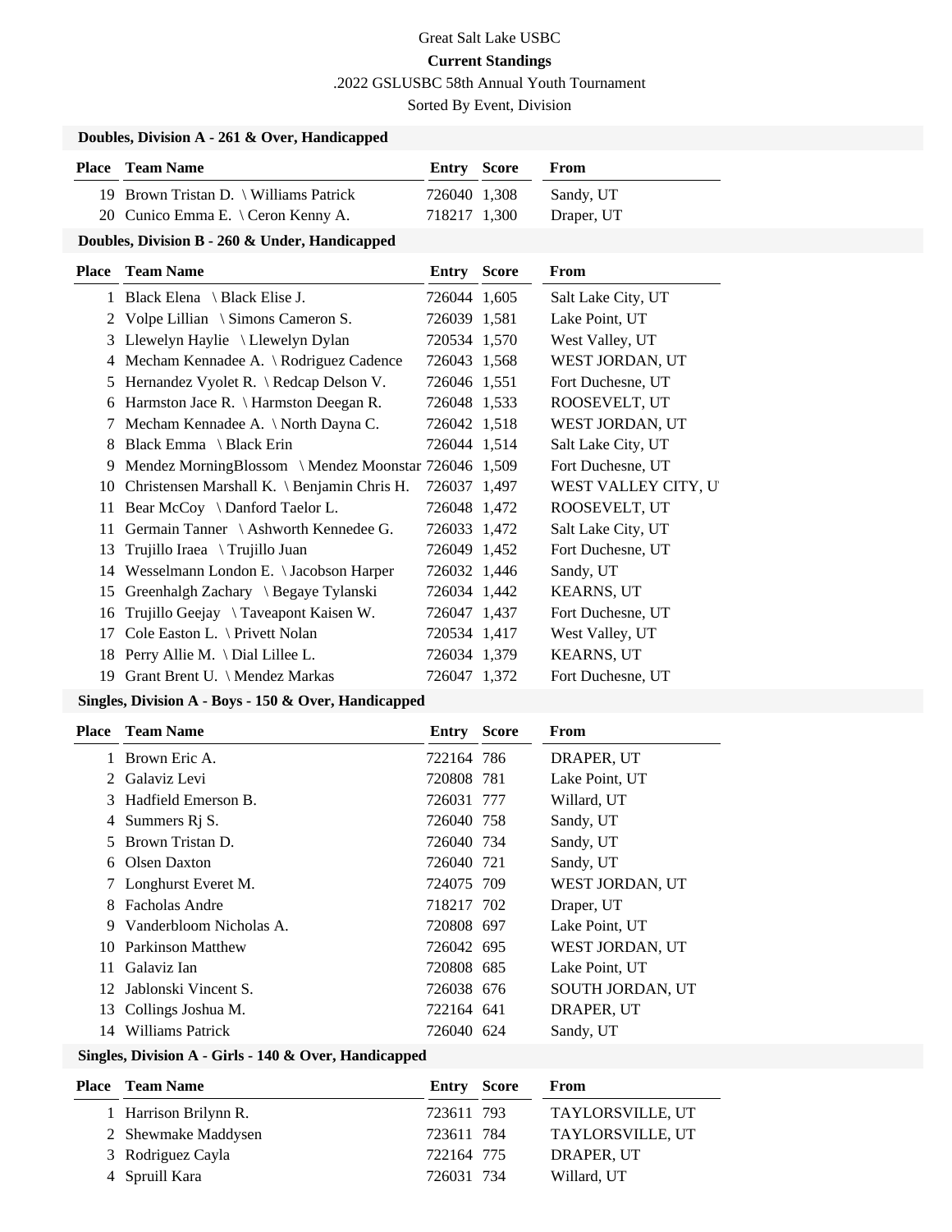Great Salt Lake USBC

**Current Standings**

.2022 GSLUSBC 58th Annual Youth Tournament

Sorted By Event, Division

### Doubles, Division A - 261 & Over, Handicapped

| Place | Team Name | Entry | Score | From |
|---|---|---|---|---|
| 19 | Brown Tristan D. \ Williams Patrick | 726040 | 1,308 | Sandy, UT |
| 20 | Cunico Emma E. \ Ceron Kenny A. | 718217 | 1,300 | Draper, UT |

### Doubles, Division B - 260 & Under, Handicapped

| Place | Team Name | Entry | Score | From |
|---|---|---|---|---|
| 1 | Black Elena \ Black Elise J. | 726044 | 1,605 | Salt Lake City, UT |
| 2 | Volpe Lillian \ Simons Cameron S. | 726039 | 1,581 | Lake Point, UT |
| 3 | Llewelyn Haylie \ Llewelyn Dylan | 720534 | 1,570 | West Valley, UT |
| 4 | Mecham Kennadee A. \ Rodriguez Cadence | 726043 | 1,568 | WEST JORDAN, UT |
| 5 | Hernandez Vyolet R. \ Redcap Delson V. | 726046 | 1,551 | Fort Duchesne, UT |
| 6 | Harmston Jace R. \ Harmston Deegan R. | 726048 | 1,533 | ROOSEVELT, UT |
| 7 | Mecham Kennadee A. \ North Dayna C. | 726042 | 1,518 | WEST JORDAN, UT |
| 8 | Black Emma \ Black Erin | 726044 | 1,514 | Salt Lake City, UT |
| 9 | Mendez MorningBlossom \ Mendez Moonstar | 726046 | 1,509 | Fort Duchesne, UT |
| 10 | Christensen Marshall K. \ Benjamin Chris H. | 726037 | 1,497 | WEST VALLEY CITY, UT |
| 11 | Bear McCoy \ Danford Taelor L. | 726048 | 1,472 | ROOSEVELT, UT |
| 11 | Germain Tanner \ Ashworth Kennedee G. | 726033 | 1,472 | Salt Lake City, UT |
| 13 | Trujillo Iraea \ Trujillo Juan | 726049 | 1,452 | Fort Duchesne, UT |
| 14 | Wesselmann London E. \ Jacobson Harper | 726032 | 1,446 | Sandy, UT |
| 15 | Greenhalgh Zachary \ Begaye Tylanski | 726034 | 1,442 | KEARNS, UT |
| 16 | Trujillo Geejay \ Taveapont Kaisen W. | 726047 | 1,437 | Fort Duchesne, UT |
| 17 | Cole Easton L. \ Privett Nolan | 720534 | 1,417 | West Valley, UT |
| 18 | Perry Allie M. \ Dial Lillee L. | 726034 | 1,379 | KEARNS, UT |
| 19 | Grant Brent U. \ Mendez Markas | 726047 | 1,372 | Fort Duchesne, UT |

### Singles, Division A - Boys - 150 & Over, Handicapped

| Place | Team Name | Entry | Score | From |
|---|---|---|---|---|
| 1 | Brown Eric A. | 722164 | 786 | DRAPER, UT |
| 2 | Galaviz Levi | 720808 | 781 | Lake Point, UT |
| 3 | Hadfield Emerson B. | 726031 | 777 | Willard, UT |
| 4 | Summers Rj S. | 726040 | 758 | Sandy, UT |
| 5 | Brown Tristan D. | 726040 | 734 | Sandy, UT |
| 6 | Olsen Daxton | 726040 | 721 | Sandy, UT |
| 7 | Longhurst Everet M. | 724075 | 709 | WEST JORDAN, UT |
| 8 | Facholas Andre | 718217 | 702 | Draper, UT |
| 9 | Vanderbloom Nicholas A. | 720808 | 697 | Lake Point, UT |
| 10 | Parkinson Matthew | 726042 | 695 | WEST JORDAN, UT |
| 11 | Galaviz Ian | 720808 | 685 | Lake Point, UT |
| 12 | Jablonski Vincent S. | 726038 | 676 | SOUTH JORDAN, UT |
| 13 | Collings Joshua M. | 722164 | 641 | DRAPER, UT |
| 14 | Williams Patrick | 726040 | 624 | Sandy, UT |

### Singles, Division A - Girls - 140 & Over, Handicapped

| Place | Team Name | Entry | Score | From |
|---|---|---|---|---|
| 1 | Harrison Brilynn R. | 723611 | 793 | TAYLORSVILLE, UT |
| 2 | Shewmake Maddysen | 723611 | 784 | TAYLORSVILLE, UT |
| 3 | Rodriguez Cayla | 722164 | 775 | DRAPER, UT |
| 4 | Spruill Kara | 726031 | 734 | Willard, UT |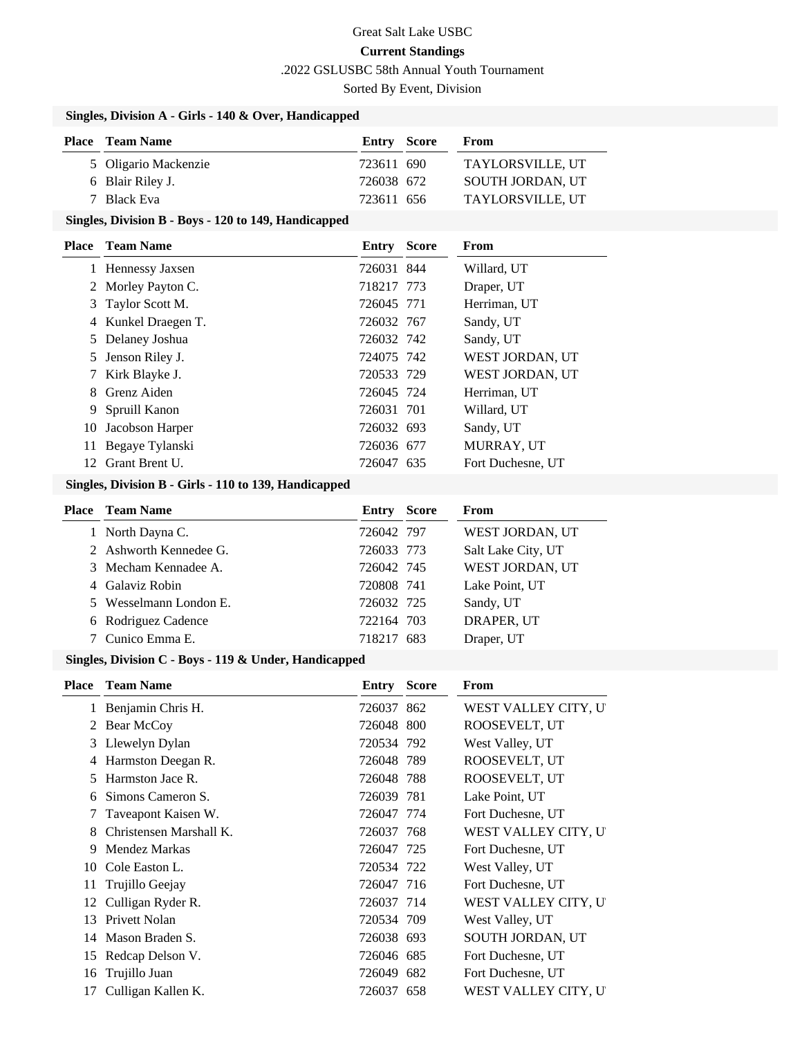Great Salt Lake USBC

**Current Standings**

.2022 GSLUSBC 58th Annual Youth Tournament

Sorted By Event, Division

### Singles, Division A - Girls - 140 & Over, Handicapped

| Place | Team Name | Entry | Score | From |
|---|---|---|---|---|
| 5 | Oligario Mackenzie | 723611 | 690 | TAYLORSVILLE, UT |
| 6 | Blair Riley J. | 726038 | 672 | SOUTH JORDAN, UT |
| 7 | Black Eva | 723611 | 656 | TAYLORSVILLE, UT |

### Singles, Division B - Boys - 120 to 149, Handicapped

| Place | Team Name | Entry | Score | From |
|---|---|---|---|---|
| 1 | Hennessy Jaxsen | 726031 | 844 | Willard, UT |
| 2 | Morley Payton C. | 718217 | 773 | Draper, UT |
| 3 | Taylor Scott M. | 726045 | 771 | Herriman, UT |
| 4 | Kunkel Draegen T. | 726032 | 767 | Sandy, UT |
| 5 | Delaney Joshua | 726032 | 742 | Sandy, UT |
| 5 | Jenson Riley J. | 724075 | 742 | WEST JORDAN, UT |
| 7 | Kirk Blayke J. | 720533 | 729 | WEST JORDAN, UT |
| 8 | Grenz Aiden | 726045 | 724 | Herriman, UT |
| 9 | Spruill Kanon | 726031 | 701 | Willard, UT |
| 10 | Jacobson Harper | 726032 | 693 | Sandy, UT |
| 11 | Begaye Tylanski | 726036 | 677 | MURRAY, UT |
| 12 | Grant Brent U. | 726047 | 635 | Fort Duchesne, UT |

### Singles, Division B - Girls - 110 to 139, Handicapped

| Place | Team Name | Entry | Score | From |
|---|---|---|---|---|
| 1 | North Dayna C. | 726042 | 797 | WEST JORDAN, UT |
| 2 | Ashworth Kennedee G. | 726033 | 773 | Salt Lake City, UT |
| 3 | Mecham Kennadee A. | 726042 | 745 | WEST JORDAN, UT |
| 4 | Galaviz Robin | 720808 | 741 | Lake Point, UT |
| 5 | Wesselmann London E. | 726032 | 725 | Sandy, UT |
| 6 | Rodriguez Cadence | 722164 | 703 | DRAPER, UT |
| 7 | Cunico Emma E. | 718217 | 683 | Draper, UT |

### Singles, Division C - Boys - 119 & Under, Handicapped

| Place | Team Name | Entry | Score | From |
|---|---|---|---|---|
| 1 | Benjamin Chris H. | 726037 | 862 | WEST VALLEY CITY, UT |
| 2 | Bear McCoy | 726048 | 800 | ROOSEVELT, UT |
| 3 | Llewelyn Dylan | 720534 | 792 | West Valley, UT |
| 4 | Harmston Deegan R. | 726048 | 789 | ROOSEVELT, UT |
| 5 | Harmston Jace R. | 726048 | 788 | ROOSEVELT, UT |
| 6 | Simons Cameron S. | 726039 | 781 | Lake Point, UT |
| 7 | Taveapont Kaisen W. | 726047 | 774 | Fort Duchesne, UT |
| 8 | Christensen Marshall K. | 726037 | 768 | WEST VALLEY CITY, UT |
| 9 | Mendez Markas | 726047 | 725 | Fort Duchesne, UT |
| 10 | Cole Easton L. | 720534 | 722 | West Valley, UT |
| 11 | Trujillo Geejay | 726047 | 716 | Fort Duchesne, UT |
| 12 | Culligan Ryder R. | 726037 | 714 | WEST VALLEY CITY, UT |
| 13 | Privett Nolan | 720534 | 709 | West Valley, UT |
| 14 | Mason Braden S. | 726038 | 693 | SOUTH JORDAN, UT |
| 15 | Redcap Delson V. | 726046 | 685 | Fort Duchesne, UT |
| 16 | Trujillo Juan | 726049 | 682 | Fort Duchesne, UT |
| 17 | Culligan Kallen K. | 726037 | 658 | WEST VALLEY CITY, UT |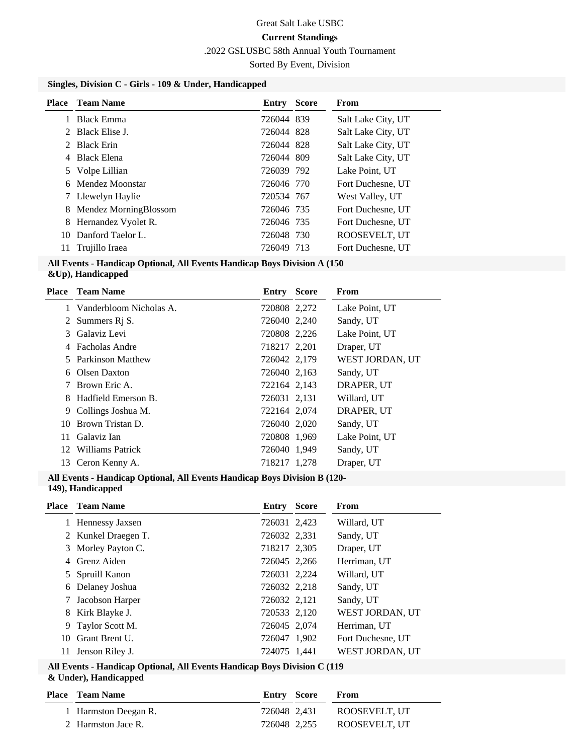Great Salt Lake USBC

**Current Standings**

.2022 GSLUSBC 58th Annual Youth Tournament

Sorted By Event, Division

### Singles, Division C - Girls - 109 & Under, Handicapped

| Place | Team Name | Entry | Score | From |
|---|---|---|---|---|
| 1 | Black Emma | 726044 | 839 | Salt Lake City, UT |
| 2 | Black Elise J. | 726044 | 828 | Salt Lake City, UT |
| 2 | Black Erin | 726044 | 828 | Salt Lake City, UT |
| 4 | Black Elena | 726044 | 809 | Salt Lake City, UT |
| 5 | Volpe Lillian | 726039 | 792 | Lake Point, UT |
| 6 | Mendez Moonstar | 726046 | 770 | Fort Duchesne, UT |
| 7 | Llewelyn Haylie | 720534 | 767 | West Valley, UT |
| 8 | Mendez MorningBlossom | 726046 | 735 | Fort Duchesne, UT |
| 8 | Hernandez Vyolet R. | 726046 | 735 | Fort Duchesne, UT |
| 10 | Danford Taelor L. | 726048 | 730 | ROOSEVELT, UT |
| 11 | Trujillo Iraea | 726049 | 713 | Fort Duchesne, UT |

### All Events - Handicap Optional, All Events Handicap Boys Division A (150 &Up), Handicapped

| Place | Team Name | Entry | Score | From |
|---|---|---|---|---|
| 1 | Vanderbloom Nicholas A. | 720808 | 2,272 | Lake Point, UT |
| 2 | Summers Rj S. | 726040 | 2,240 | Sandy, UT |
| 3 | Galaviz Levi | 720808 | 2,226 | Lake Point, UT |
| 4 | Facholas Andre | 718217 | 2,201 | Draper, UT |
| 5 | Parkinson Matthew | 726042 | 2,179 | WEST JORDAN, UT |
| 6 | Olsen Daxton | 726040 | 2,163 | Sandy, UT |
| 7 | Brown Eric A. | 722164 | 2,143 | DRAPER, UT |
| 8 | Hadfield Emerson B. | 726031 | 2,131 | Willard, UT |
| 9 | Collings Joshua M. | 722164 | 2,074 | DRAPER, UT |
| 10 | Brown Tristan D. | 726040 | 2,020 | Sandy, UT |
| 11 | Galaviz Ian | 720808 | 1,969 | Lake Point, UT |
| 12 | Williams Patrick | 726040 | 1,949 | Sandy, UT |
| 13 | Ceron Kenny A. | 718217 | 1,278 | Draper, UT |

### All Events - Handicap Optional, All Events Handicap Boys Division B (120-149), Handicapped

| Place | Team Name | Entry | Score | From |
|---|---|---|---|---|
| 1 | Hennessy Jaxsen | 726031 | 2,423 | Willard, UT |
| 2 | Kunkel Draegen T. | 726032 | 2,331 | Sandy, UT |
| 3 | Morley Payton C. | 718217 | 2,305 | Draper, UT |
| 4 | Grenz Aiden | 726045 | 2,266 | Herriman, UT |
| 5 | Spruill Kanon | 726031 | 2,224 | Willard, UT |
| 6 | Delaney Joshua | 726032 | 2,218 | Sandy, UT |
| 7 | Jacobson Harper | 726032 | 2,121 | Sandy, UT |
| 8 | Kirk Blayke J. | 720533 | 2,120 | WEST JORDAN, UT |
| 9 | Taylor Scott M. | 726045 | 2,074 | Herriman, UT |
| 10 | Grant Brent U. | 726047 | 1,902 | Fort Duchesne, UT |
| 11 | Jenson Riley J. | 724075 | 1,441 | WEST JORDAN, UT |

### All Events - Handicap Optional, All Events Handicap Boys Division C (119 & Under), Handicapped

| Place | Team Name | Entry | Score | From |
|---|---|---|---|---|
| 1 | Harmston Deegan R. | 726048 | 2,431 | ROOSEVELT, UT |
| 2 | Harmston Jace R. | 726048 | 2,255 | ROOSEVELT, UT |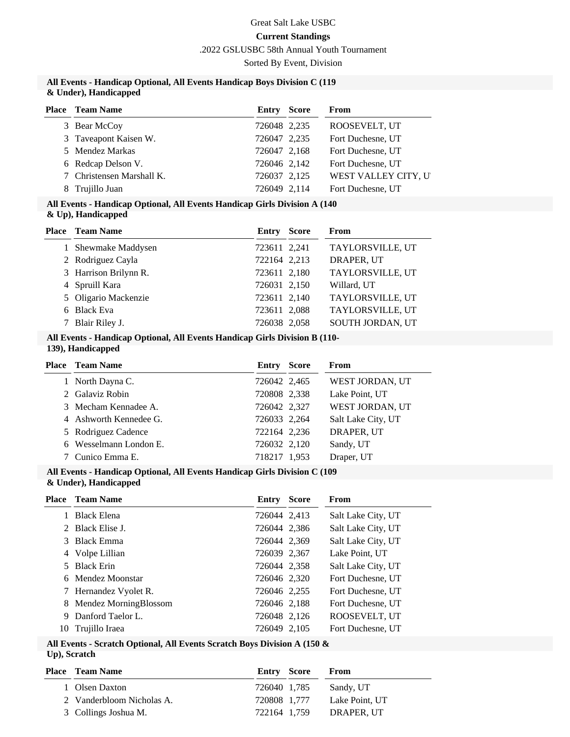Great Salt Lake USBC

**Current Standings**

.2022 GSLUSBC 58th Annual Youth Tournament

Sorted By Event, Division

### All Events - Handicap Optional, All Events Handicap Boys Division C (119 & Under), Handicapped

| Place | Team Name | Entry | Score | From |
|---|---|---|---|---|
| 3 | Bear McCoy | 726048 | 2,235 | ROOSEVELT, UT |
| 3 | Taveapont Kaisen W. | 726047 | 2,235 | Fort Duchesne, UT |
| 5 | Mendez Markas | 726047 | 2,168 | Fort Duchesne, UT |
| 6 | Redcap Delson V. | 726046 | 2,142 | Fort Duchesne, UT |
| 7 | Christensen Marshall K. | 726037 | 2,125 | WEST VALLEY CITY, U |
| 8 | Trujillo Juan | 726049 | 2,114 | Fort Duchesne, UT |

### All Events - Handicap Optional, All Events Handicap Girls Division A (140 & Up), Handicapped

| Place | Team Name | Entry | Score | From |
|---|---|---|---|---|
| 1 | Shewmake Maddysen | 723611 | 2,241 | TAYLORSVILLE, UT |
| 2 | Rodriguez Cayla | 722164 | 2,213 | DRAPER, UT |
| 3 | Harrison Brilynn R. | 723611 | 2,180 | TAYLORSVILLE, UT |
| 4 | Spruill Kara | 726031 | 2,150 | Willard, UT |
| 5 | Oligario Mackenzie | 723611 | 2,140 | TAYLORSVILLE, UT |
| 6 | Black Eva | 723611 | 2,088 | TAYLORSVILLE, UT |
| 7 | Blair Riley J. | 726038 | 2,058 | SOUTH JORDAN, UT |

### All Events - Handicap Optional, All Events Handicap Girls Division B (110-139), Handicapped

| Place | Team Name | Entry | Score | From |
|---|---|---|---|---|
| 1 | North Dayna C. | 726042 | 2,465 | WEST JORDAN, UT |
| 2 | Galaviz Robin | 720808 | 2,338 | Lake Point, UT |
| 3 | Mecham Kennadee A. | 726042 | 2,327 | WEST JORDAN, UT |
| 4 | Ashworth Kennedee G. | 726033 | 2,264 | Salt Lake City, UT |
| 5 | Rodriguez Cadence | 722164 | 2,236 | DRAPER, UT |
| 6 | Wesselmann London E. | 726032 | 2,120 | Sandy, UT |
| 7 | Cunico Emma E. | 718217 | 1,953 | Draper, UT |

### All Events - Handicap Optional, All Events Handicap Girls Division C (109 & Under), Handicapped

| Place | Team Name | Entry | Score | From |
|---|---|---|---|---|
| 1 | Black Elena | 726044 | 2,413 | Salt Lake City, UT |
| 2 | Black Elise J. | 726044 | 2,386 | Salt Lake City, UT |
| 3 | Black Emma | 726044 | 2,369 | Salt Lake City, UT |
| 4 | Volpe Lillian | 726039 | 2,367 | Lake Point, UT |
| 5 | Black Erin | 726044 | 2,358 | Salt Lake City, UT |
| 6 | Mendez Moonstar | 726046 | 2,320 | Fort Duchesne, UT |
| 7 | Hernandez Vyolet R. | 726046 | 2,255 | Fort Duchesne, UT |
| 8 | Mendez MorningBlossom | 726046 | 2,188 | Fort Duchesne, UT |
| 9 | Danford Taelor L. | 726048 | 2,126 | ROOSEVELT, UT |
| 10 | Trujillo Iraea | 726049 | 2,105 | Fort Duchesne, UT |

### All Events - Scratch Optional, All Events Scratch Boys Division A (150 & Up), Scratch

| Place | Team Name | Entry | Score | From |
|---|---|---|---|---|
| 1 | Olsen Daxton | 726040 | 1,785 | Sandy, UT |
| 2 | Vanderbloom Nicholas A. | 720808 | 1,777 | Lake Point, UT |
| 3 | Collings Joshua M. | 722164 | 1,759 | DRAPER, UT |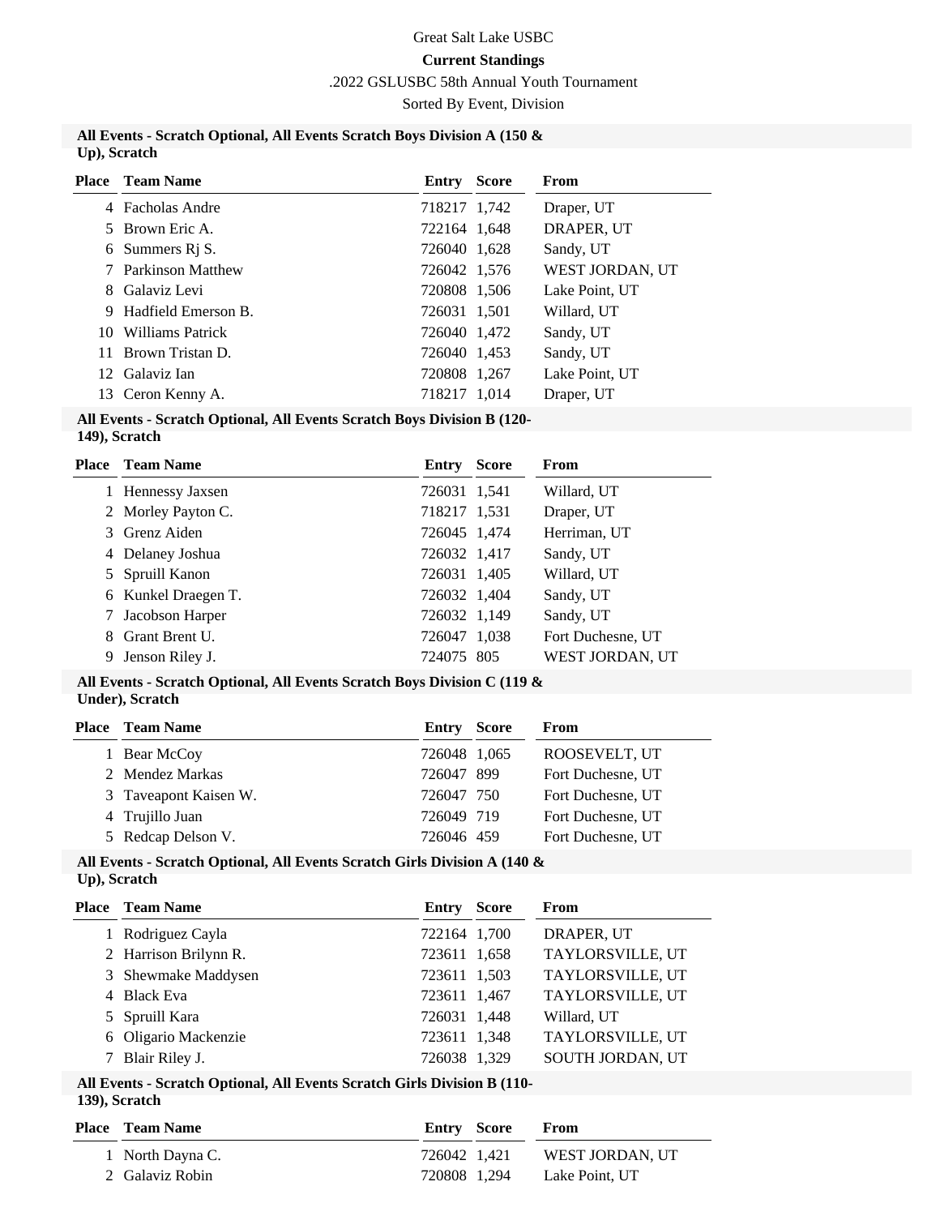Great Salt Lake USBC

**Current Standings**

.2022 GSLUSBC 58th Annual Youth Tournament

Sorted By Event, Division

**All Events - Scratch Optional, All Events Scratch Boys Division A (150 & Up), Scratch**

| Place | Team Name | Entry | Score | From |
|---|---|---|---|---|
| 4 | Facholas Andre | 718217 | 1,742 | Draper, UT |
| 5 | Brown Eric A. | 722164 | 1,648 | DRAPER, UT |
| 6 | Summers Rj S. | 726040 | 1,628 | Sandy, UT |
| 7 | Parkinson Matthew | 726042 | 1,576 | WEST JORDAN, UT |
| 8 | Galaviz Levi | 720808 | 1,506 | Lake Point, UT |
| 9 | Hadfield Emerson B. | 726031 | 1,501 | Willard, UT |
| 10 | Williams Patrick | 726040 | 1,472 | Sandy, UT |
| 11 | Brown Tristan D. | 726040 | 1,453 | Sandy, UT |
| 12 | Galaviz Ian | 720808 | 1,267 | Lake Point, UT |
| 13 | Ceron Kenny A. | 718217 | 1,014 | Draper, UT |

**All Events - Scratch Optional, All Events Scratch Boys Division B (120-149), Scratch**

| Place | Team Name | Entry | Score | From |
|---|---|---|---|---|
| 1 | Hennessy Jaxsen | 726031 | 1,541 | Willard, UT |
| 2 | Morley Payton C. | 718217 | 1,531 | Draper, UT |
| 3 | Grenz Aiden | 726045 | 1,474 | Herriman, UT |
| 4 | Delaney Joshua | 726032 | 1,417 | Sandy, UT |
| 5 | Spruill Kanon | 726031 | 1,405 | Willard, UT |
| 6 | Kunkel Draegen T. | 726032 | 1,404 | Sandy, UT |
| 7 | Jacobson Harper | 726032 | 1,149 | Sandy, UT |
| 8 | Grant Brent U. | 726047 | 1,038 | Fort Duchesne, UT |
| 9 | Jenson Riley J. | 724075 | 805 | WEST JORDAN, UT |

**All Events - Scratch Optional, All Events Scratch Boys Division C (119 & Under), Scratch**

| Place | Team Name | Entry | Score | From |
|---|---|---|---|---|
| 1 | Bear McCoy | 726048 | 1,065 | ROOSEVELT, UT |
| 2 | Mendez Markas | 726047 | 899 | Fort Duchesne, UT |
| 3 | Taveapont Kaisen W. | 726047 | 750 | Fort Duchesne, UT |
| 4 | Trujillo Juan | 726049 | 719 | Fort Duchesne, UT |
| 5 | Redcap Delson V. | 726046 | 459 | Fort Duchesne, UT |

**All Events - Scratch Optional, All Events Scratch Girls Division A (140 & Up), Scratch**

| Place | Team Name | Entry | Score | From |
|---|---|---|---|---|
| 1 | Rodriguez Cayla | 722164 | 1,700 | DRAPER, UT |
| 2 | Harrison Brilynn R. | 723611 | 1,658 | TAYLORSVILLE, UT |
| 3 | Shewmake Maddysen | 723611 | 1,503 | TAYLORSVILLE, UT |
| 4 | Black Eva | 723611 | 1,467 | TAYLORSVILLE, UT |
| 5 | Spruill Kara | 726031 | 1,448 | Willard, UT |
| 6 | Oligario Mackenzie | 723611 | 1,348 | TAYLORSVILLE, UT |
| 7 | Blair Riley J. | 726038 | 1,329 | SOUTH JORDAN, UT |

**All Events - Scratch Optional, All Events Scratch Girls Division B (110-139), Scratch**

| Place | Team Name | Entry | Score | From |
|---|---|---|---|---|
| 1 | North Dayna C. | 726042 | 1,421 | WEST JORDAN, UT |
| 2 | Galaviz Robin | 720808 | 1,294 | Lake Point, UT |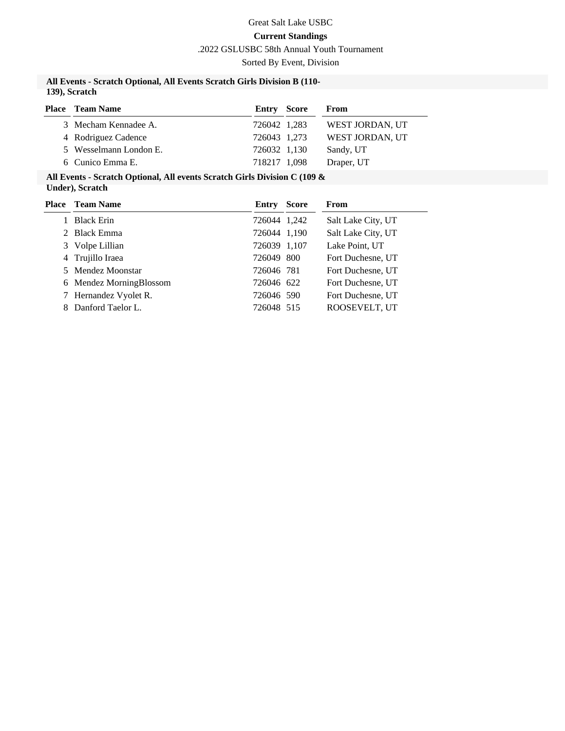Great Salt Lake USBC

**Current Standings**

.2022 GSLUSBC 58th Annual Youth Tournament

Sorted By Event, Division

**All Events - Scratch Optional, All Events Scratch Girls Division B (110-139), Scratch**

| Place | Team Name | Entry | Score | From |
|---|---|---|---|---|
| 3 | Mecham Kennadee A. | 726042 | 1,283 | WEST JORDAN, UT |
| 4 | Rodriguez Cadence | 726043 | 1,273 | WEST JORDAN, UT |
| 5 | Wesselmann London E. | 726032 | 1,130 | Sandy, UT |
| 6 | Cunico Emma E. | 718217 | 1,098 | Draper, UT |

**All Events - Scratch Optional, All events Scratch Girls Division C (109 & Under), Scratch**

| Place | Team Name | Entry | Score | From |
|---|---|---|---|---|
| 1 | Black Erin | 726044 | 1,242 | Salt Lake City, UT |
| 2 | Black Emma | 726044 | 1,190 | Salt Lake City, UT |
| 3 | Volpe Lillian | 726039 | 1,107 | Lake Point, UT |
| 4 | Trujillo Iraea | 726049 | 800 | Fort Duchesne, UT |
| 5 | Mendez Moonstar | 726046 | 781 | Fort Duchesne, UT |
| 6 | Mendez MorningBlossom | 726046 | 622 | Fort Duchesne, UT |
| 7 | Hernandez Vyolet R. | 726046 | 590 | Fort Duchesne, UT |
| 8 | Danford Taelor L. | 726048 | 515 | ROOSEVELT, UT |